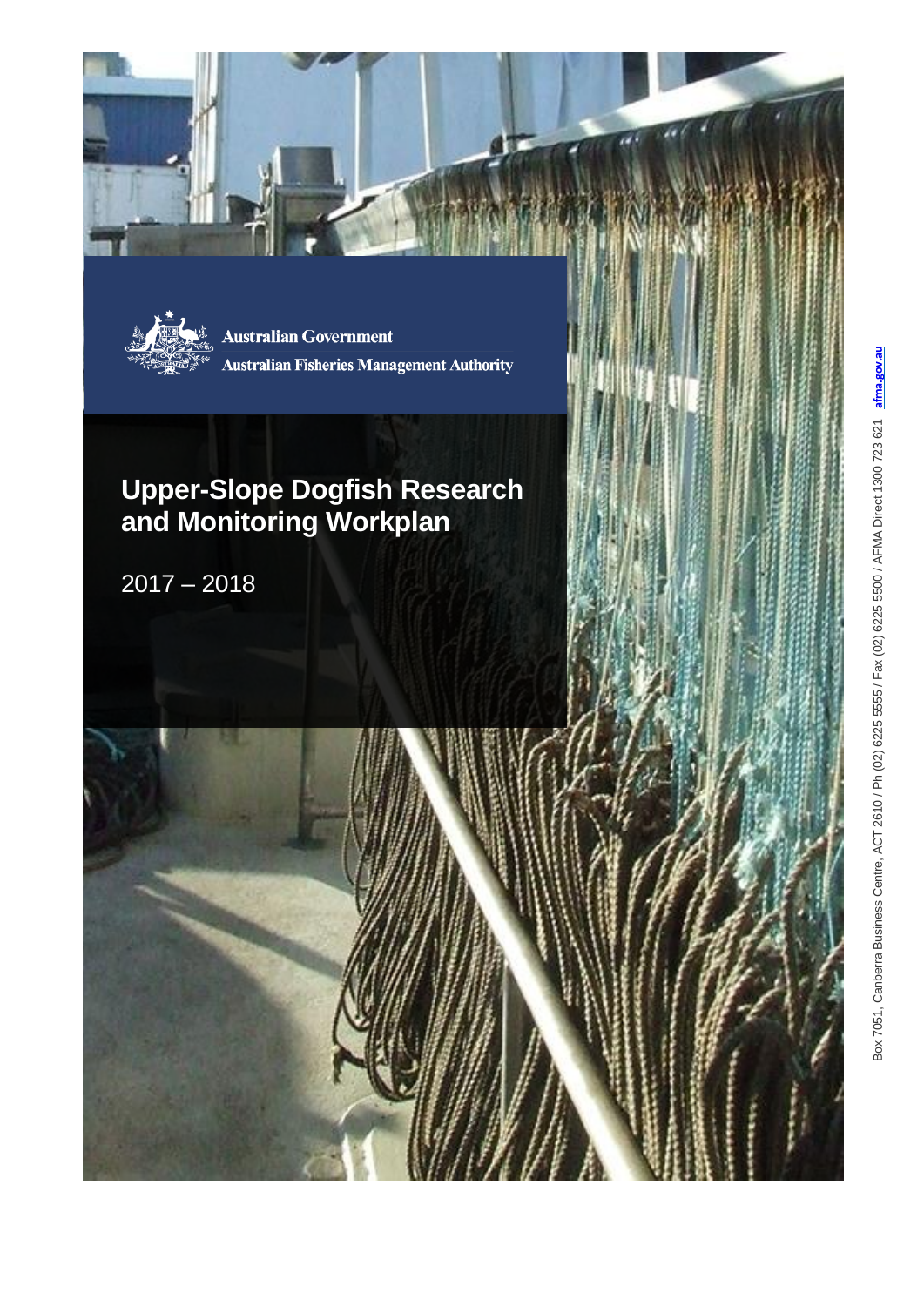Australian Government

Australian Fisheries Management Authority

# Upper-Slope Dogfish Research and Monitoring Workplan

2017 – 2018

Box 7051, Canberra Business Centre, ACT 2610 / Ph (02) 6225 5555 / Fax (02) 6225 5500 / AFMA Direct 1300 723 621 **afma.gov.au**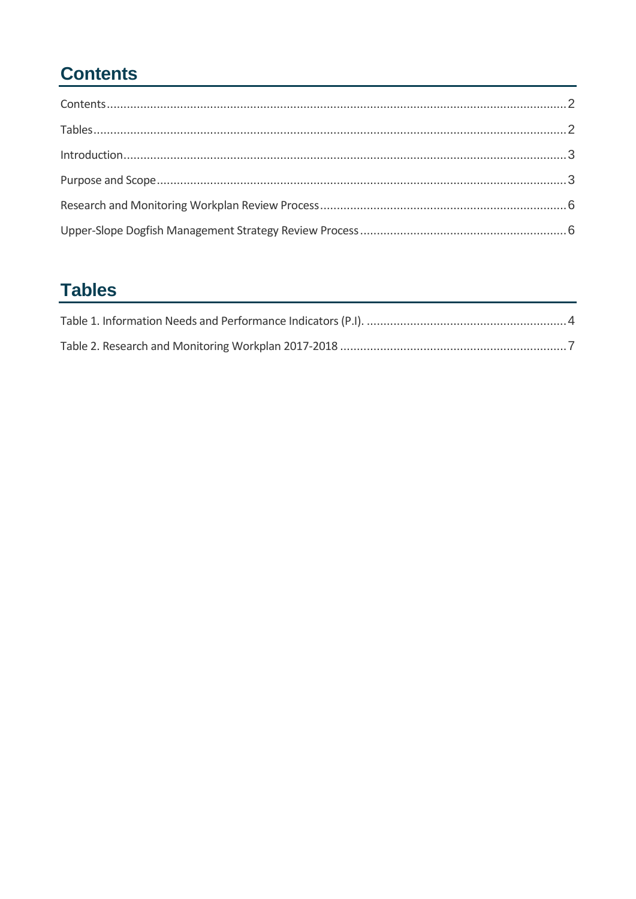## Contents

Contents ........................................................................ 2

Tables ........................................................................ 2

Introduction ........................................................................ 3

Purpose and Scope ........................................................................ 3

Research and Monitoring Workplan Review Process ........................................................................ 6

Upper-Slope Dogfish Management Strategy Review Process ........................................................................ 6

## Tables

Table 1. Information Needs and Performance Indicators (P.I). ........................................................................ 4

Table 2. Research and Monitoring Workplan 2017-2018 ........................................................................ 7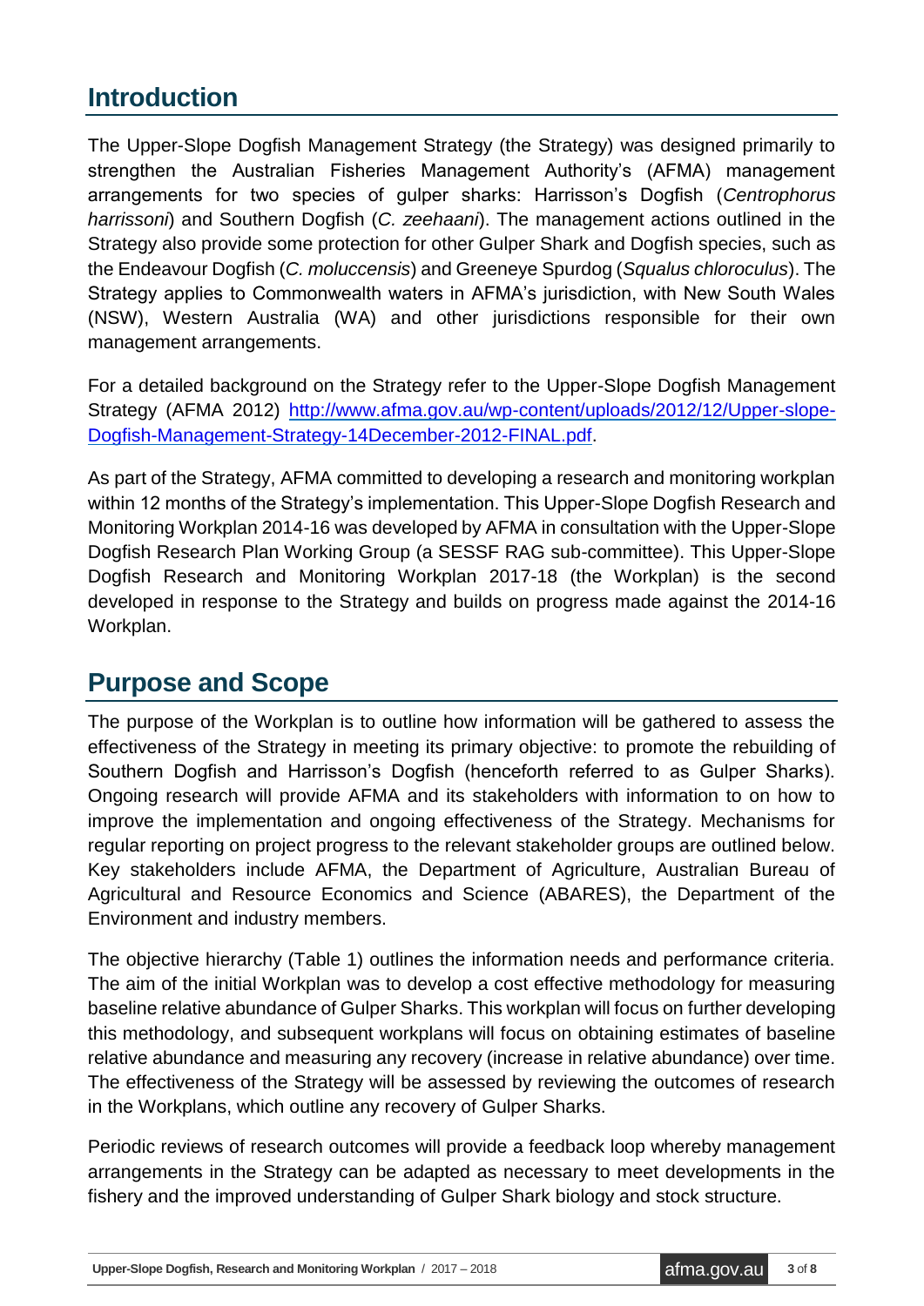## Introduction

The Upper-Slope Dogfish Management Strategy (the Strategy) was designed primarily to strengthen the Australian Fisheries Management Authority's (AFMA) management arrangements for two species of gulper sharks: Harrisson's Dogfish (*Centrophorus harrissoni*) and Southern Dogfish (*C. zeehaani*). The management actions outlined in the Strategy also provide some protection for other Gulper Shark and Dogfish species, such as the Endeavour Dogfish (*C. moluccensis*) and Greeneye Spurdog (*Squalus chloroculus*). The Strategy applies to Commonwealth waters in AFMA's jurisdiction, with New South Wales (NSW), Western Australia (WA) and other jurisdictions responsible for their own management arrangements.

For a detailed background on the Strategy refer to the Upper-Slope Dogfish Management Strategy (AFMA 2012) [http://www.afma.gov.au/wp-content/uploads/2012/12/Upper-slope-Dogfish-Management-Strategy-14December-2012-FINAL.pdf](http://www.afma.gov.au/wp-content/uploads/2012/12/Upper-slope-Dogfish-Management-Strategy-14December-2012-FINAL.pdf).

As part of the Strategy, AFMA committed to developing a research and monitoring workplan within 12 months of the Strategy's implementation. This Upper-Slope Dogfish Research and Monitoring Workplan 2014-16 was developed by AFMA in consultation with the Upper-Slope Dogfish Research Plan Working Group (a SESSF RAG sub-committee). This Upper-Slope Dogfish Research and Monitoring Workplan 2017-18 (the Workplan) is the second developed in response to the Strategy and builds on progress made against the 2014-16 Workplan.

## Purpose and Scope

The purpose of the Workplan is to outline how information will be gathered to assess the effectiveness of the Strategy in meeting its primary objective: to promote the rebuilding of Southern Dogfish and Harrisson's Dogfish (henceforth referred to as Gulper Sharks). Ongoing research will provide AFMA and its stakeholders with information to on how to improve the implementation and ongoing effectiveness of the Strategy. Mechanisms for regular reporting on project progress to the relevant stakeholder groups are outlined below. Key stakeholders include AFMA, the Department of Agriculture, Australian Bureau of Agricultural and Resource Economics and Science (ABARES), the Department of the Environment and industry members.

The objective hierarchy (Table 1) outlines the information needs and performance criteria. The aim of the initial Workplan was to develop a cost effective methodology for measuring baseline relative abundance of Gulper Sharks. This workplan will focus on further developing this methodology, and subsequent workplans will focus on obtaining estimates of baseline relative abundance and measuring any recovery (increase in relative abundance) over time. The effectiveness of the Strategy will be assessed by reviewing the outcomes of research in the Workplans, which outline any recovery of Gulper Sharks.

Periodic reviews of research outcomes will provide a feedback loop whereby management arrangements in the Strategy can be adapted as necessary to meet developments in the fishery and the improved understanding of Gulper Shark biology and stock structure.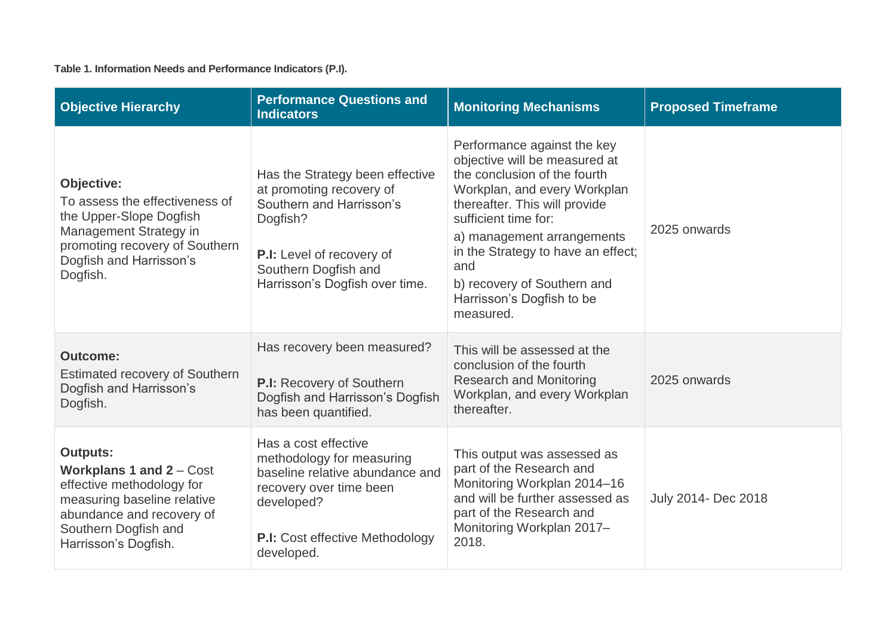**Table 1. Information Needs and Performance Indicators (P.I).**

| Objective Hierarchy | Performance Questions and Indicators | Monitoring Mechanisms | Proposed Timeframe |
|---|---|---|---|
| **Objective:**<br>To assess the effectiveness of the Upper-Slope Dogfish Management Strategy in promoting recovery of Southern Dogfish and Harrisson's Dogfish. | Has the Strategy been effective at promoting recovery of Southern and Harrisson's Dogfish?<br><br>**P.I:** Level of recovery of Southern Dogfish and Harrisson's Dogfish over time. | Performance against the key objective will be measured at the conclusion of the fourth Workplan, and every Workplan thereafter. This will provide sufficient time for:<br>a) management arrangements in the Strategy to have an effect; and<br>b) recovery of Southern and Harrisson's Dogfish to be measured. | 2025 onwards |
| **Outcome:**<br>Estimated recovery of Southern Dogfish and Harrisson's Dogfish. | Has recovery been measured?<br><br>**P.I:** Recovery of Southern Dogfish and Harrisson's Dogfish has been quantified. | This will be assessed at the conclusion of the fourth Research and Monitoring Workplan, and every Workplan thereafter. | 2025 onwards |
| **Outputs:**<br>**Workplans 1 and 2** – Cost effective methodology for measuring baseline relative abundance and recovery of Southern Dogfish and Harrisson's Dogfish. | Has a cost effective methodology for measuring baseline relative abundance and recovery over time been developed?<br><br>**P.I:** Cost effective Methodology developed. | This output was assessed as part of the Research and Monitoring Workplan 2014–16 and will be further assessed as part of the Research and Monitoring Workplan 2017–2018. | July 2014- Dec 2018 |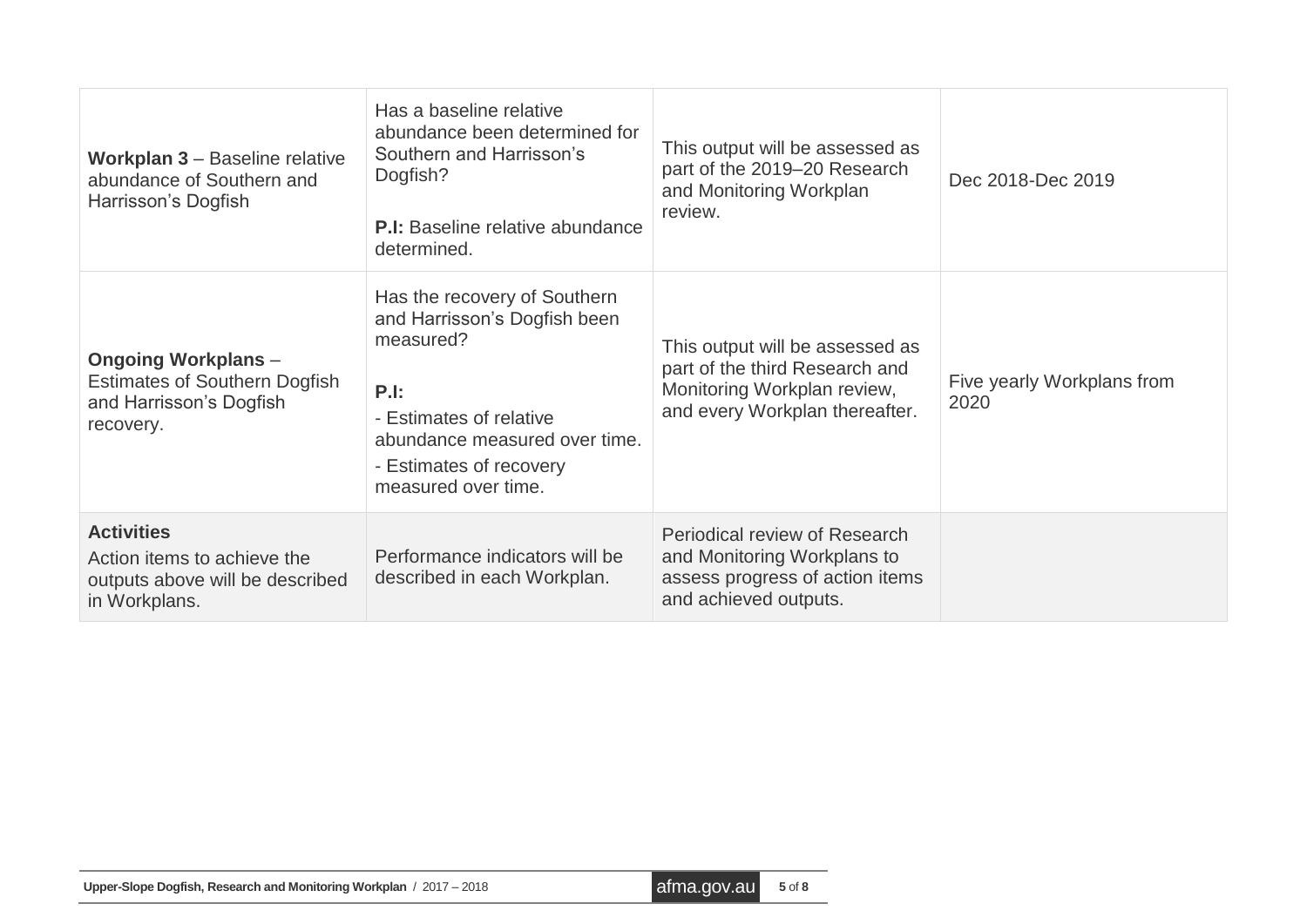| | | | |
|---|---|---|---|
| **Workplan 3** – Baseline relative abundance of Southern and Harrisson's Dogfish | Has a baseline relative abundance been determined for Southern and Harrisson's Dogfish?<br><br>**P.I:** Baseline relative abundance determined. | This output will be assessed as part of the 2019–20 Research and Monitoring Workplan review. | Dec 2018-Dec 2019 |
| **Ongoing Workplans** – Estimates of Southern Dogfish and Harrisson's Dogfish recovery. | Has the recovery of Southern and Harrisson's Dogfish been measured?<br><br>**P.I:**<br>- Estimates of relative abundance measured over time.<br>- Estimates of recovery measured over time. | This output will be assessed as part of the third Research and Monitoring Workplan review, and every Workplan thereafter. | Five yearly Workplans from 2020 |
| **Activities**<br>Action items to achieve the outputs above will be described in Workplans. | Performance indicators will be described in each Workplan. | Periodical review of Research and Monitoring Workplans to assess progress of action items and achieved outputs. | |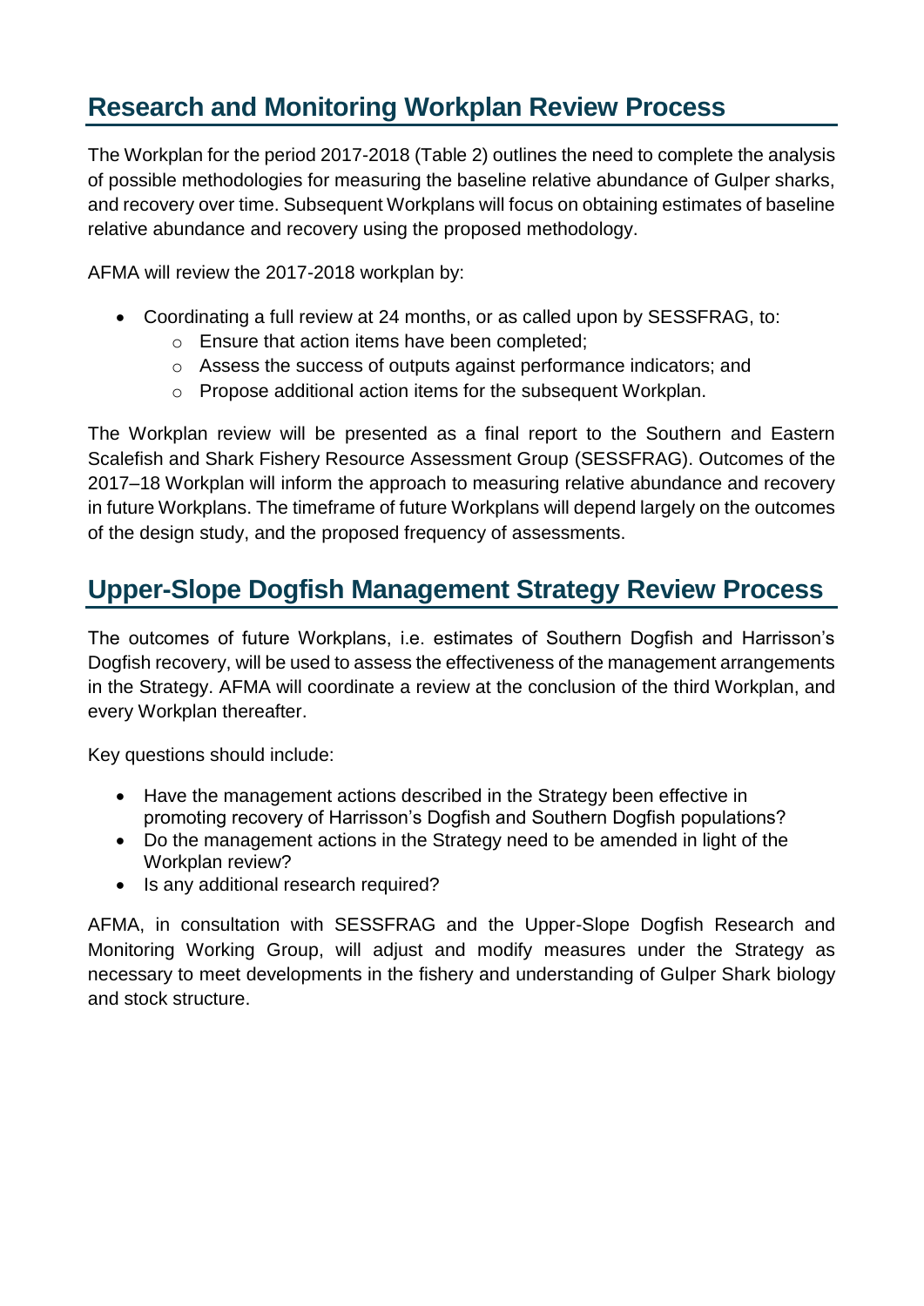## Research and Monitoring Workplan Review Process

The Workplan for the period 2017-2018 (Table 2) outlines the need to complete the analysis of possible methodologies for measuring the baseline relative abundance of Gulper sharks, and recovery over time. Subsequent Workplans will focus on obtaining estimates of baseline relative abundance and recovery using the proposed methodology.

AFMA will review the 2017-2018 workplan by:

- Coordinating a full review at 24 months, or as called upon by SESSFRAG, to:
  - Ensure that action items have been completed;
  - Assess the success of outputs against performance indicators; and
  - Propose additional action items for the subsequent Workplan.

The Workplan review will be presented as a final report to the Southern and Eastern Scalefish and Shark Fishery Resource Assessment Group (SESSFRAG). Outcomes of the 2017–18 Workplan will inform the approach to measuring relative abundance and recovery in future Workplans. The timeframe of future Workplans will depend largely on the outcomes of the design study, and the proposed frequency of assessments.

## Upper-Slope Dogfish Management Strategy Review Process

The outcomes of future Workplans, i.e. estimates of Southern Dogfish and Harrisson's Dogfish recovery, will be used to assess the effectiveness of the management arrangements in the Strategy. AFMA will coordinate a review at the conclusion of the third Workplan, and every Workplan thereafter.

Key questions should include:

- Have the management actions described in the Strategy been effective in promoting recovery of Harrisson's Dogfish and Southern Dogfish populations?
- Do the management actions in the Strategy need to be amended in light of the Workplan review?
- Is any additional research required?

AFMA, in consultation with SESSFRAG and the Upper-Slope Dogfish Research and Monitoring Working Group, will adjust and modify measures under the Strategy as necessary to meet developments in the fishery and understanding of Gulper Shark biology and stock structure.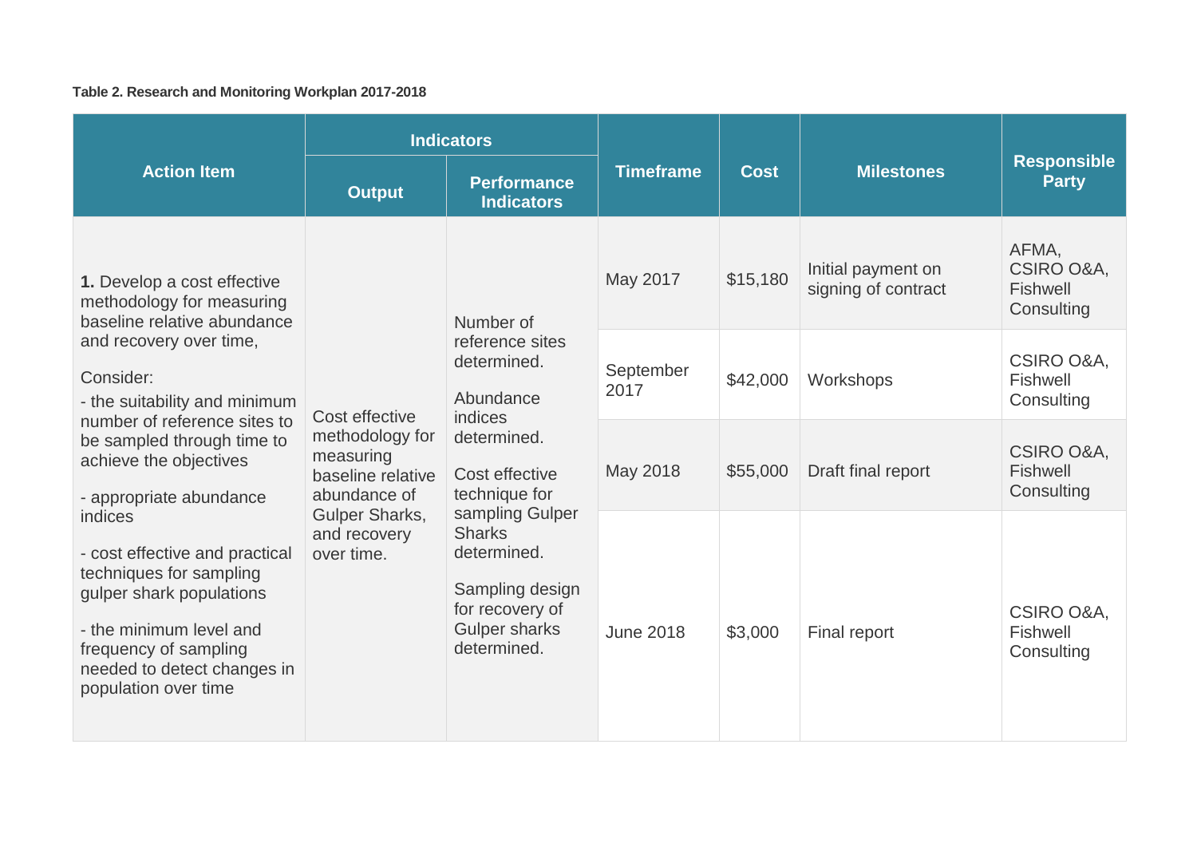**Table 2. Research and Monitoring Workplan 2017-2018**

| Action Item | Indicators | | Timeframe | Cost | Milestones | Responsible Party |
|---|---|---|---|---|---|---|
| | Output | Performance Indicators | | | | |
| **1.** Develop a cost effective methodology for measuring baseline relative abundance and recovery over time,<br><br>Consider:<br>- the suitability and minimum number of reference sites to be sampled through time to achieve the objectives<br><br>- appropriate abundance indices<br><br>- cost effective and practical techniques for sampling gulper shark populations<br><br>- the minimum level and frequency of sampling needed to detect changes in population over time | Cost effective methodology for measuring baseline relative abundance of Gulper Sharks, and recovery over time. | Number of reference sites determined.<br><br>Abundance indices determined.<br><br>Cost effective technique for sampling Gulper Sharks determined.<br><br>Sampling design for recovery of Gulper sharks determined. | May 2017 | $15,180 | Initial payment on signing of contract | AFMA, CSIRO O&A, Fishwell Consulting |
| | | | September 2017 | $42,000 | Workshops | CSIRO O&A, Fishwell Consulting |
| | | | May 2018 | $55,000 | Draft final report | CSIRO O&A, Fishwell Consulting |
| | | | June 2018 | $3,000 | Final report | CSIRO O&A, Fishwell Consulting |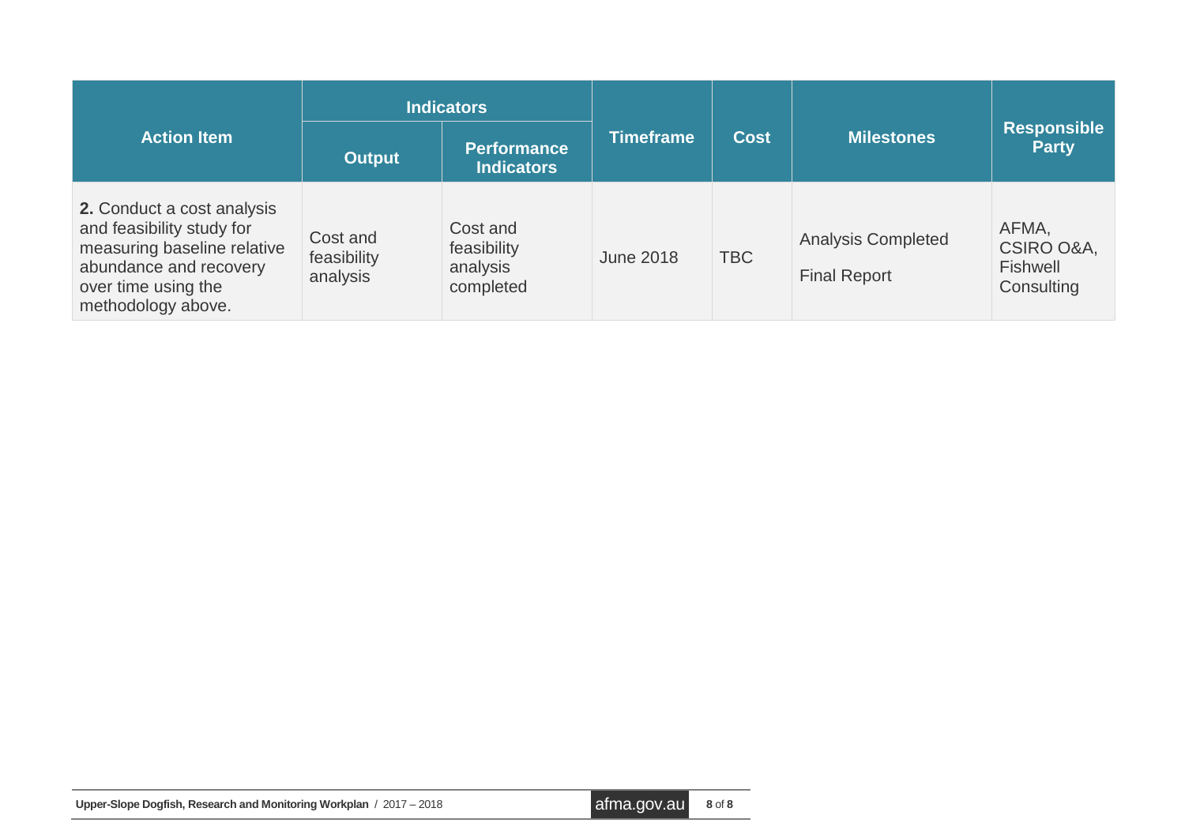| Action Item | Indicators | | Timeframe | Cost | Milestones | Responsible Party |
|---|---|---|---|---|---|---|
| | Output | Performance Indicators | | | | |
| **2.** Conduct a cost analysis and feasibility study for measuring baseline relative abundance and recovery over time using the methodology above. | Cost and feasibility analysis | Cost and feasibility analysis completed | June 2018 | TBC | Analysis Completed<br><br>Final Report | AFMA, CSIRO O&A, Fishwell Consulting |